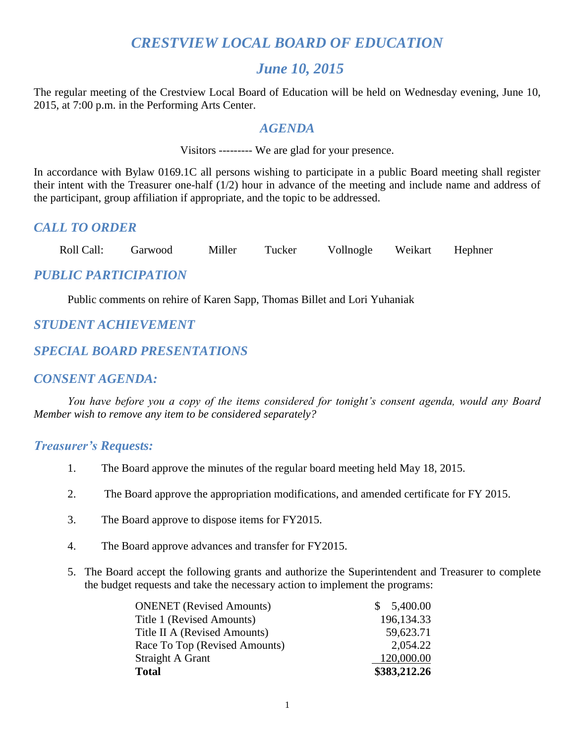# *CRESTVIEW LOCAL BOARD OF EDUCATION*

## *June 10, 2015*

The regular meeting of the Crestview Local Board of Education will be held on Wednesday evening, June 10, 2015, at 7:00 p.m. in the Performing Arts Center.

## *AGENDA*

Visitors --------- We are glad for your presence.

In accordance with Bylaw 0169.1C all persons wishing to participate in a public Board meeting shall register their intent with the Treasurer one-half (1/2) hour in advance of the meeting and include name and address of the participant, group affiliation if appropriate, and the topic to be addressed.

## *CALL TO ORDER*

Roll Call: Garwood Miller Tucker Vollnogle Weikart Hephner

## *PUBLIC PARTICIPATION*

Public comments on rehire of Karen Sapp, Thomas Billet and Lori Yuhaniak

## *STUDENT ACHIEVEMENT*

## *SPECIAL BOARD PRESENTATIONS*

## *CONSENT AGENDA:*

*You have before you a copy of the items considered for tonight's consent agenda, would any Board Member wish to remove any item to be considered separately?*

### *Treasurer's Requests:*

1. The Board approve the minutes of the regular board meeting held May 18, 2015.

2. The Board approve the appropriation modifications, and amended certificate for FY 2015.

3. The Board approve to dispose items for FY2015.

4. The Board approve advances and transfer for FY2015.

5. The Board accept the following grants and authorize the Superintendent and Treasurer to complete the budget requests and take the necessary action to implement the programs:

| | |
|---|---|
| ONENET (Revised Amounts) | $ 5,400.00 |
| Title 1 (Revised Amounts) | 196,134.33 |
| Title II A (Revised Amounts) | 59,623.71 |
| Race To Top (Revised Amounts) | 2,054.22 |
| Straight A Grant | 120,000.00 |
| **Total** | **$383,212.26** |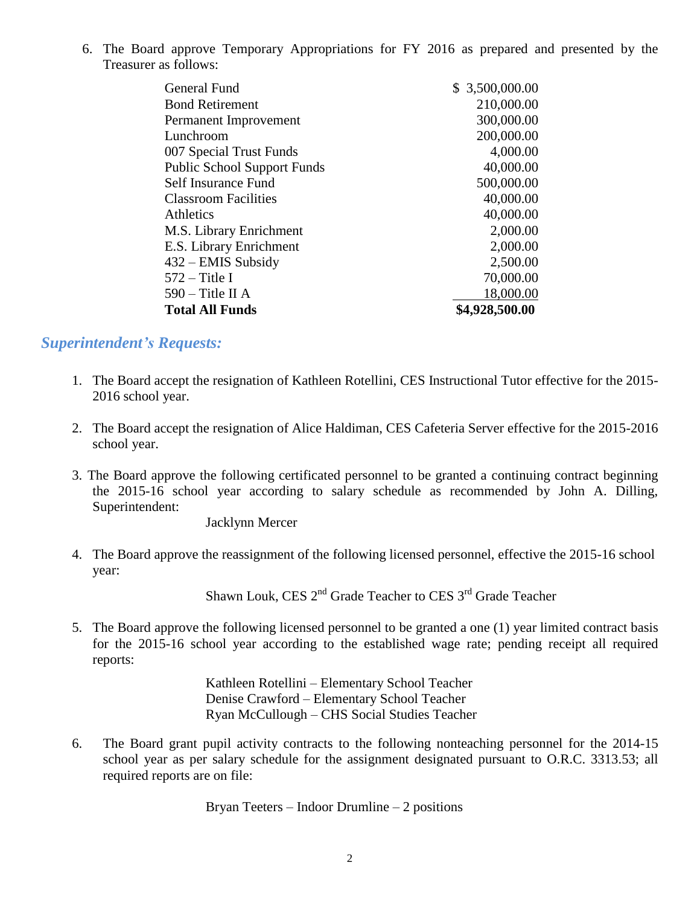6. The Board approve Temporary Appropriations for FY 2016 as prepared and presented by the Treasurer as follows:

| Fund | Amount |
|---|---|
| General Fund | $ 3,500,000.00 |
| Bond Retirement | 210,000.00 |
| Permanent Improvement | 300,000.00 |
| Lunchroom | 200,000.00 |
| 007 Special Trust Funds | 4,000.00 |
| Public School Support Funds | 40,000.00 |
| Self Insurance Fund | 500,000.00 |
| Classroom Facilities | 40,000.00 |
| Athletics | 40,000.00 |
| M.S. Library Enrichment | 2,000.00 |
| E.S. Library Enrichment | 2,000.00 |
| 432 – EMIS Subsidy | 2,500.00 |
| 572 – Title I | 70,000.00 |
| 590 – Title II A | 18,000.00 |
| **Total All Funds** | **$4,928,500.00** |

## *Superintendent's Requests:*

1. The Board accept the resignation of Kathleen Rotellini, CES Instructional Tutor effective for the 2015-2016 school year.

2. The Board accept the resignation of Alice Haldiman, CES Cafeteria Server effective for the 2015-2016 school year.

3. The Board approve the following certificated personnel to be granted a continuing contract beginning the 2015-16 school year according to salary schedule as recommended by John A. Dilling, Superintendent:

   Jacklynn Mercer

4. The Board approve the reassignment of the following licensed personnel, effective the 2015-16 school year:

   Shawn Louk, CES 2nd Grade Teacher to CES 3rd Grade Teacher

5. The Board approve the following licensed personnel to be granted a one (1) year limited contract basis for the 2015-16 school year according to the established wage rate; pending receipt all required reports:

   Kathleen Rotellini – Elementary School Teacher
   Denise Crawford – Elementary School Teacher
   Ryan McCullough – CHS Social Studies Teacher

6. The Board grant pupil activity contracts to the following nonteaching personnel for the 2014-15 school year as per salary schedule for the assignment designated pursuant to O.R.C. 3313.53; all required reports are on file:

   Bryan Teeters – Indoor Drumline – 2 positions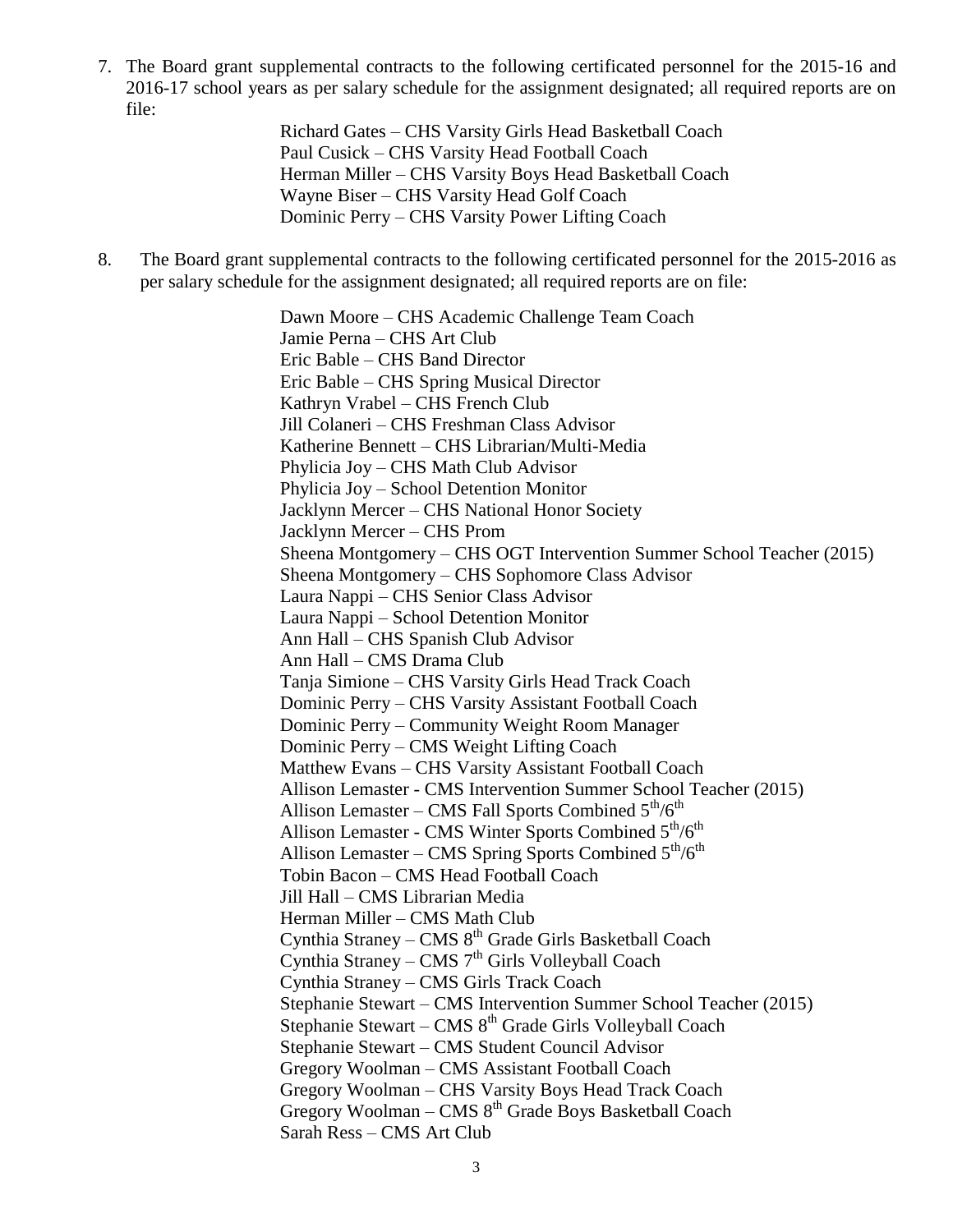7. The Board grant supplemental contracts to the following certificated personnel for the 2015-16 and 2016-17 school years as per salary schedule for the assignment designated; all required reports are on file:

   Richard Gates – CHS Varsity Girls Head Basketball Coach
   Paul Cusick – CHS Varsity Head Football Coach
   Herman Miller – CHS Varsity Boys Head Basketball Coach
   Wayne Biser – CHS Varsity Head Golf Coach
   Dominic Perry – CHS Varsity Power Lifting Coach

8. The Board grant supplemental contracts to the following certificated personnel for the 2015-2016 as per salary schedule for the assignment designated; all required reports are on file:

   Dawn Moore – CHS Academic Challenge Team Coach
   Jamie Perna – CHS Art Club
   Eric Bable – CHS Band Director
   Eric Bable – CHS Spring Musical Director
   Kathryn Vrabel – CHS French Club
   Jill Colaneri – CHS Freshman Class Advisor
   Katherine Bennett – CHS Librarian/Multi-Media
   Phylicia Joy – CHS Math Club Advisor
   Phylicia Joy – School Detention Monitor
   Jacklynn Mercer – CHS National Honor Society
   Jacklynn Mercer – CHS Prom
   Sheena Montgomery – CHS OGT Intervention Summer School Teacher (2015)
   Sheena Montgomery – CHS Sophomore Class Advisor
   Laura Nappi – CHS Senior Class Advisor
   Laura Nappi – School Detention Monitor
   Ann Hall – CHS Spanish Club Advisor
   Ann Hall – CMS Drama Club
   Tanja Simione – CHS Varsity Girls Head Track Coach
   Dominic Perry – CHS Varsity Assistant Football Coach
   Dominic Perry – Community Weight Room Manager
   Dominic Perry – CMS Weight Lifting Coach
   Matthew Evans – CHS Varsity Assistant Football Coach
   Allison Lemaster - CMS Intervention Summer School Teacher (2015)
   Allison Lemaster – CMS Fall Sports Combined 5th/6th
   Allison Lemaster - CMS Winter Sports Combined 5th/6th
   Allison Lemaster – CMS Spring Sports Combined 5th/6th
   Tobin Bacon – CMS Head Football Coach
   Jill Hall – CMS Librarian Media
   Herman Miller – CMS Math Club
   Cynthia Straney – CMS 8th Grade Girls Basketball Coach
   Cynthia Straney – CMS 7th Girls Volleyball Coach
   Cynthia Straney – CMS Girls Track Coach
   Stephanie Stewart – CMS Intervention Summer School Teacher (2015)
   Stephanie Stewart – CMS 8th Grade Girls Volleyball Coach
   Stephanie Stewart – CMS Student Council Advisor
   Gregory Woolman – CMS Assistant Football Coach
   Gregory Woolman – CHS Varsity Boys Head Track Coach
   Gregory Woolman – CMS 8th Grade Boys Basketball Coach
   Sarah Ress – CMS Art Club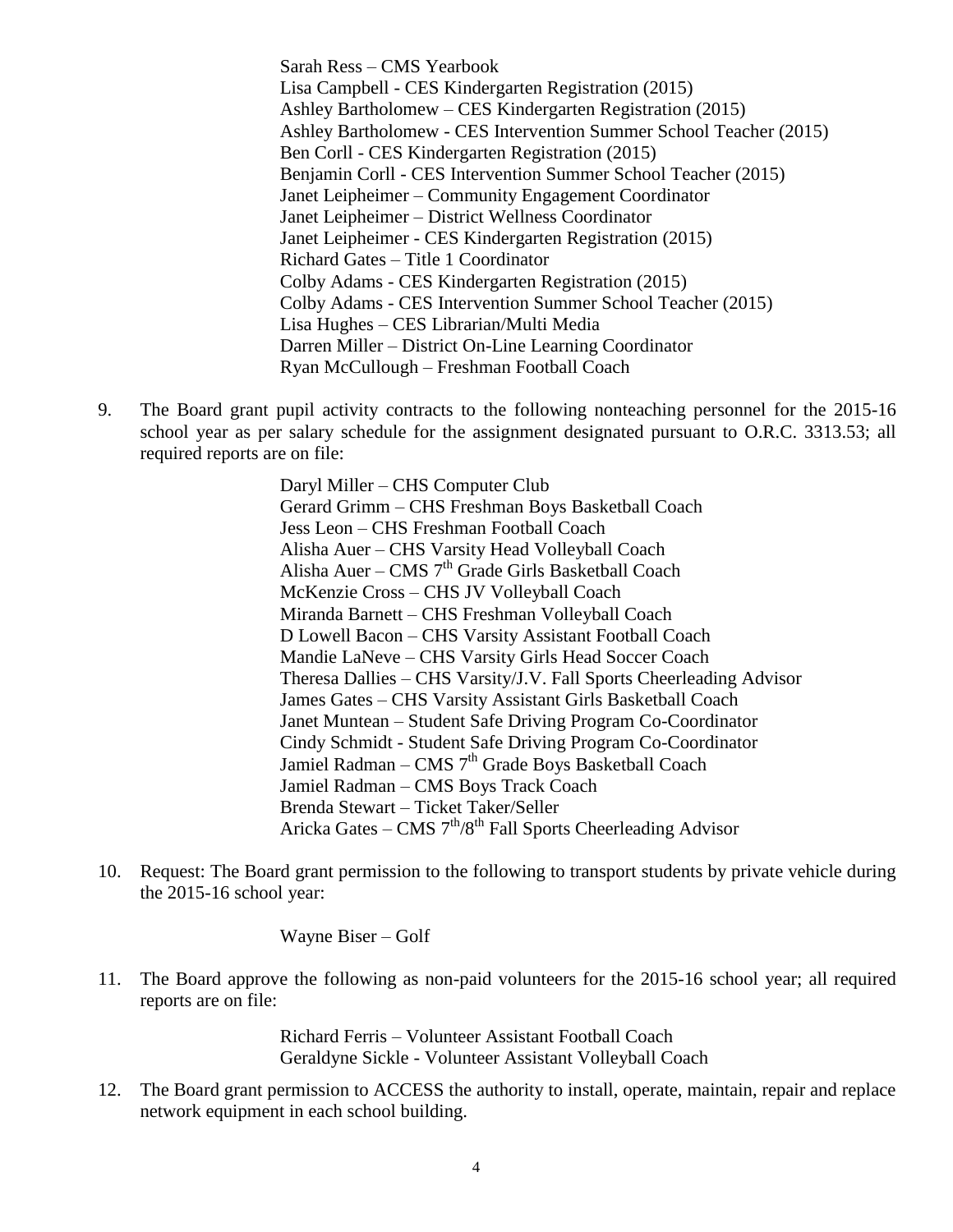Sarah Ress – CMS Yearbook
Lisa Campbell - CES Kindergarten Registration (2015)
Ashley Bartholomew – CES Kindergarten Registration (2015)
Ashley Bartholomew - CES Intervention Summer School Teacher (2015)
Ben Corll - CES Kindergarten Registration (2015)
Benjamin Corll - CES Intervention Summer School Teacher (2015)
Janet Leipheimer – Community Engagement Coordinator
Janet Leipheimer – District Wellness Coordinator
Janet Leipheimer - CES Kindergarten Registration (2015)
Richard Gates – Title 1 Coordinator
Colby Adams - CES Kindergarten Registration (2015)
Colby Adams - CES Intervention Summer School Teacher (2015)
Lisa Hughes – CES Librarian/Multi Media
Darren Miller – District On-Line Learning Coordinator
Ryan McCullough – Freshman Football Coach

9. The Board grant pupil activity contracts to the following nonteaching personnel for the 2015-16 school year as per salary schedule for the assignment designated pursuant to O.R.C. 3313.53; all required reports are on file:

   Daryl Miller – CHS Computer Club
   Gerard Grimm – CHS Freshman Boys Basketball Coach
   Jess Leon – CHS Freshman Football Coach
   Alisha Auer – CHS Varsity Head Volleyball Coach
   Alisha Auer – CMS 7th Grade Girls Basketball Coach
   McKenzie Cross – CHS JV Volleyball Coach
   Miranda Barnett – CHS Freshman Volleyball Coach
   D Lowell Bacon – CHS Varsity Assistant Football Coach
   Mandie LaNeve – CHS Varsity Girls Head Soccer Coach
   Theresa Dallies – CHS Varsity/J.V. Fall Sports Cheerleading Advisor
   James Gates – CHS Varsity Assistant Girls Basketball Coach
   Janet Muntean – Student Safe Driving Program Co-Coordinator
   Cindy Schmidt - Student Safe Driving Program Co-Coordinator
   Jamiel Radman – CMS 7th Grade Boys Basketball Coach
   Jamiel Radman – CMS Boys Track Coach
   Brenda Stewart – Ticket Taker/Seller
   Aricka Gates – CMS 7th/8th Fall Sports Cheerleading Advisor

10. Request: The Board grant permission to the following to transport students by private vehicle during the 2015-16 school year:

    Wayne Biser – Golf

11. The Board approve the following as non-paid volunteers for the 2015-16 school year; all required reports are on file:

    Richard Ferris – Volunteer Assistant Football Coach
    Geraldyne Sickle - Volunteer Assistant Volleyball Coach

12. The Board grant permission to ACCESS the authority to install, operate, maintain, repair and replace network equipment in each school building.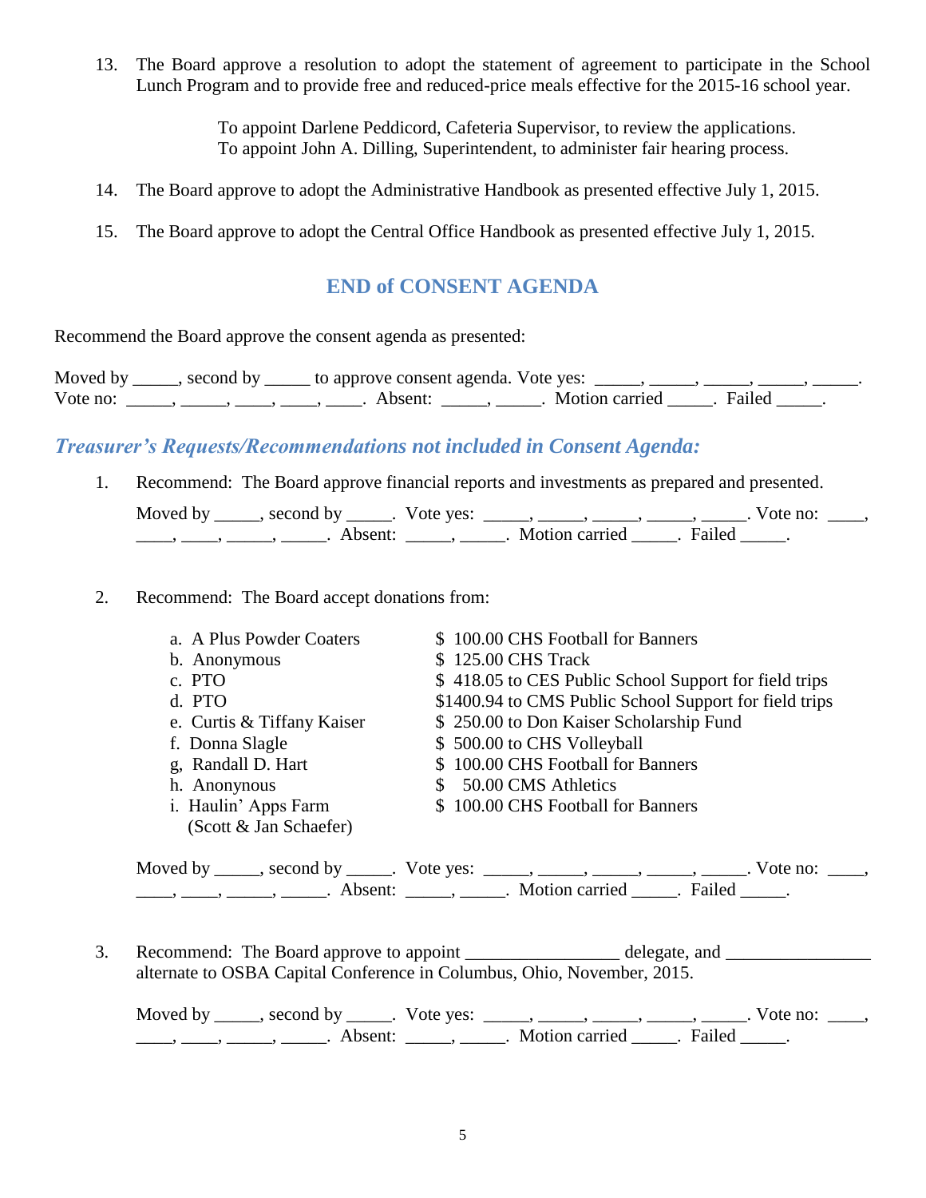13. The Board approve a resolution to adopt the statement of agreement to participate in the School Lunch Program and to provide free and reduced-price meals effective for the 2015-16 school year.

    To appoint Darlene Peddicord, Cafeteria Supervisor, to review the applications.
    To appoint John A. Dilling, Superintendent, to administer fair hearing process.

14. The Board approve to adopt the Administrative Handbook as presented effective July 1, 2015.

15. The Board approve to adopt the Central Office Handbook as presented effective July 1, 2015.

## END of CONSENT AGENDA

Recommend the Board approve the consent agenda as presented:

Moved by _____, second by _____ to approve consent agenda. Vote yes: _____, _____, _____, _____, _____.
Vote no: _____, _____, ____, ____, ____. Absent: _____, _____. Motion carried _____. Failed _____.

### *Treasurer's Requests/Recommendations not included in Consent Agenda:*

1. Recommend: The Board approve financial reports and investments as prepared and presented.

   Moved by _____, second by _____. Vote yes: _____, _____, _____, _____, _____. Vote no: ____, ____, ____, _____, _____. Absent: _____, _____. Motion carried _____. Failed _____.

2. Recommend: The Board accept donations from:

   a. A Plus Powder Coaters — $ 100.00 CHS Football for Banners
   b. Anonymous — $ 125.00 CHS Track
   c. PTO — $ 418.05 to CES Public School Support for field trips
   d. PTO — $1400.94 to CMS Public School Support for field trips
   e. Curtis & Tiffany Kaiser — $ 250.00 to Don Kaiser Scholarship Fund
   f. Donna Slagle — $ 500.00 to CHS Volleyball
   g, Randall D. Hart — $ 100.00 CHS Football for Banners
   h. Anonymous — $ 50.00 CMS Athletics
   i. Haulin' Apps Farm (Scott & Jan Schaefer) — $ 100.00 CHS Football for Banners

   Moved by _____, second by _____. Vote yes: _____, _____, _____, _____, _____. Vote no: ____, ____, ____, _____, _____. Absent: _____, _____. Motion carried _____. Failed _____.

3. Recommend: The Board approve to appoint ________________ delegate, and ________________ alternate to OSBA Capital Conference in Columbus, Ohio, November, 2015.

   Moved by _____, second by _____. Vote yes: _____, _____, _____, _____, _____. Vote no: ____, ____, ____, _____, _____. Absent: _____, _____. Motion carried _____. Failed _____.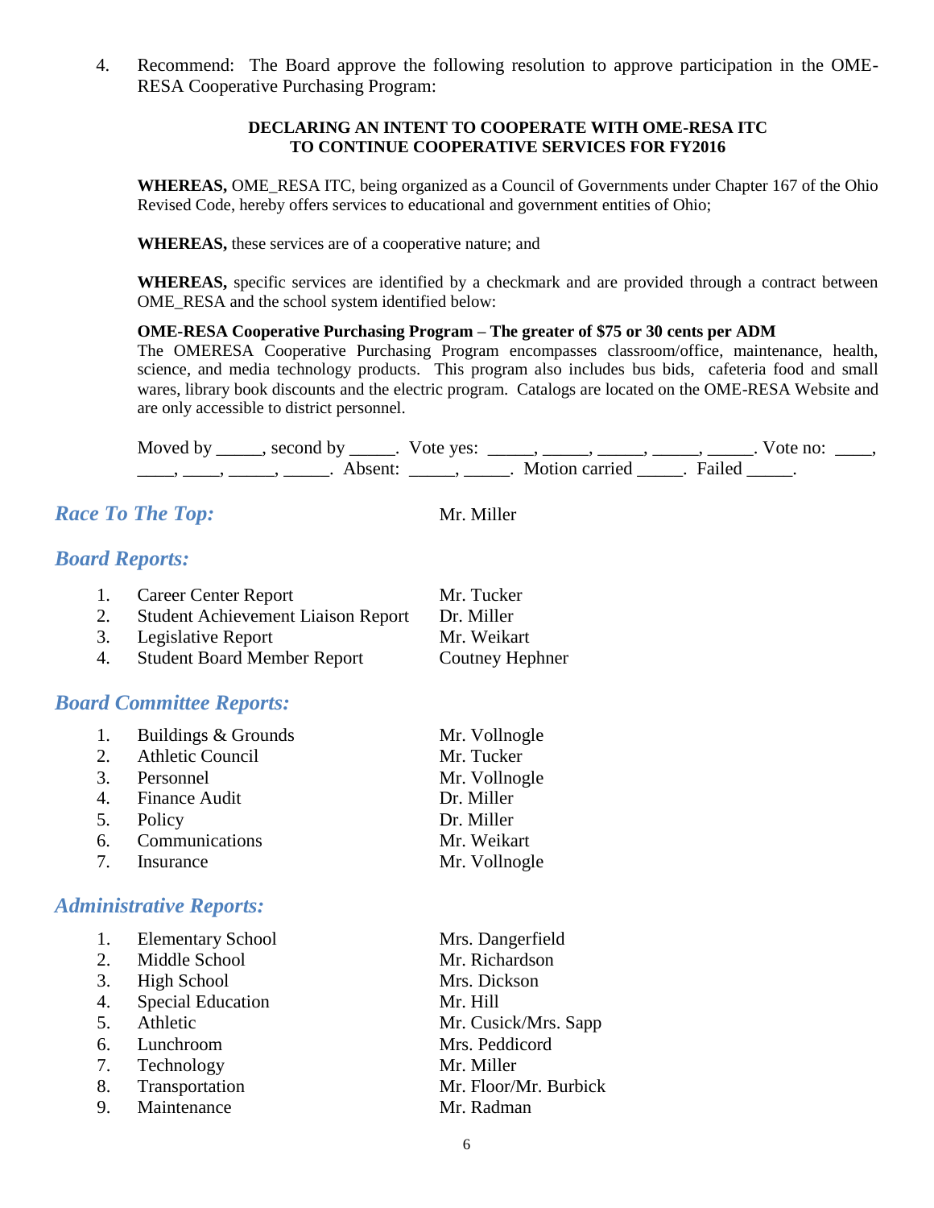4. Recommend: The Board approve the following resolution to approve participation in the OME-RESA Cooperative Purchasing Program:

**DECLARING AN INTENT TO COOPERATE WITH OME-RESA ITC TO CONTINUE COOPERATIVE SERVICES FOR FY2016**

**WHEREAS,** OME_RESA ITC, being organized as a Council of Governments under Chapter 167 of the Ohio Revised Code, hereby offers services to educational and government entities of Ohio;

**WHEREAS,** these services are of a cooperative nature; and

**WHEREAS,** specific services are identified by a checkmark and are provided through a contract between OME_RESA and the school system identified below:

**OME-RESA Cooperative Purchasing Program – The greater of $75 or 30 cents per ADM**
The OMERESA Cooperative Purchasing Program encompasses classroom/office, maintenance, health, science, and media technology products. This program also includes bus bids, cafeteria food and small wares, library book discounts and the electric program. Catalogs are located on the OME-RESA Website and are only accessible to district personnel.

Moved by _____, second by _____. Vote yes: _____, _____, _____, _____, _____. Vote no: ____, ____, ____, _____, _____. Absent: _____, _____. Motion carried _____. Failed _____.

## *Race To The Top:* Mr. Miller

## *Board Reports:*

1. Career Center Report — Mr. Tucker
2. Student Achievement Liaison Report — Dr. Miller
3. Legislative Report — Mr. Weikart
4. Student Board Member Report — Coutney Hephner

## *Board Committee Reports:*

1. Buildings & Grounds — Mr. Vollnogle
2. Athletic Council — Mr. Tucker
3. Personnel — Mr. Vollnogle
4. Finance Audit — Dr. Miller
5. Policy — Dr. Miller
6. Communications — Mr. Weikart
7. Insurance — Mr. Vollnogle

## *Administrative Reports:*

1. Elementary School — Mrs. Dangerfield
2. Middle School — Mr. Richardson
3. High School — Mrs. Dickson
4. Special Education — Mr. Hill
5. Athletic — Mr. Cusick/Mrs. Sapp
6. Lunchroom — Mrs. Peddicord
7. Technology — Mr. Miller
8. Transportation — Mr. Floor/Mr. Burbick
9. Maintenance — Mr. Radman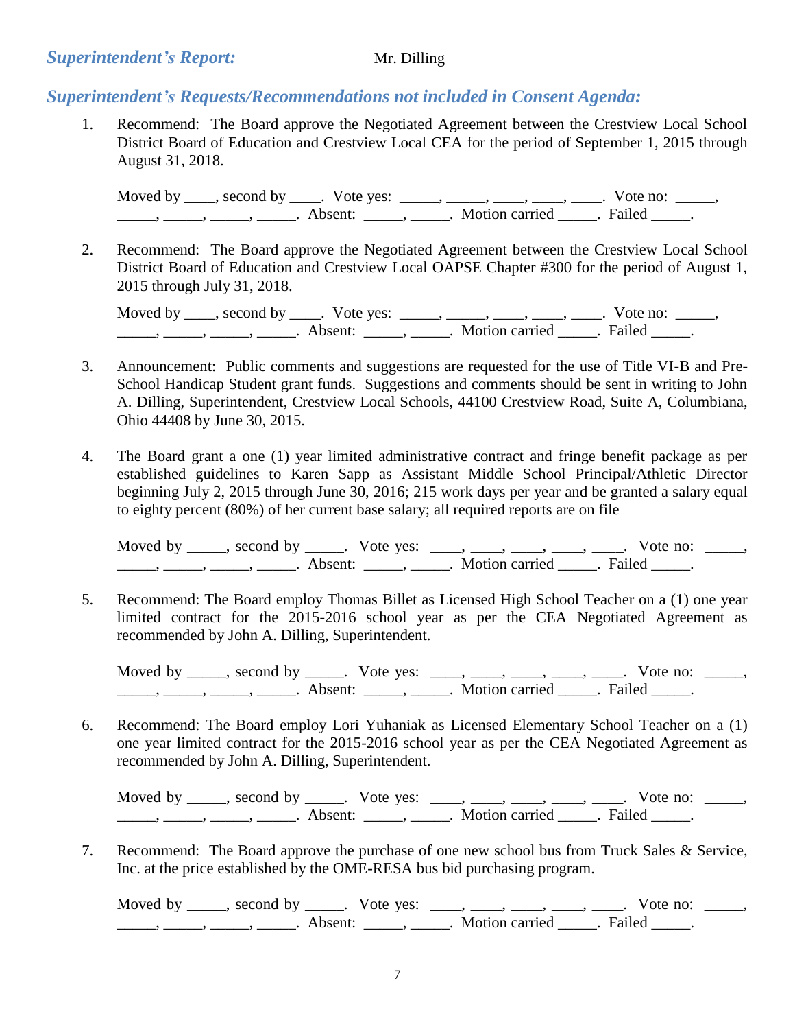## *Superintendent's Report:* Mr. Dilling

## *Superintendent's Requests/Recommendations not included in Consent Agenda:*

1. Recommend: The Board approve the Negotiated Agreement between the Crestview Local School District Board of Education and Crestview Local CEA for the period of September 1, 2015 through August 31, 2018.

   Moved by ____, second by ____. Vote yes: _____, _____, ____, ____, ____. Vote no: _____, _____, _____, _____, _____. Absent: _____, _____. Motion carried _____. Failed _____.

2. Recommend: The Board approve the Negotiated Agreement between the Crestview Local School District Board of Education and Crestview Local OAPSE Chapter #300 for the period of August 1, 2015 through July 31, 2018.

   Moved by ____, second by ____. Vote yes: _____, _____, ____, ____, ____. Vote no: _____, _____, _____, _____, _____. Absent: _____, _____. Motion carried _____. Failed _____.

3. Announcement: Public comments and suggestions are requested for the use of Title VI-B and Pre-School Handicap Student grant funds. Suggestions and comments should be sent in writing to John A. Dilling, Superintendent, Crestview Local Schools, 44100 Crestview Road, Suite A, Columbiana, Ohio 44408 by June 30, 2015.

4. The Board grant a one (1) year limited administrative contract and fringe benefit package as per established guidelines to Karen Sapp as Assistant Middle School Principal/Athletic Director beginning July 2, 2015 through June 30, 2016; 215 work days per year and be granted a salary equal to eighty percent (80%) of her current base salary; all required reports are on file

   Moved by _____, second by _____. Vote yes: ____, ____, ____, ____, ____. Vote no: _____, _____, _____, _____, _____. Absent: _____, _____. Motion carried _____. Failed _____.

5. Recommend: The Board employ Thomas Billet as Licensed High School Teacher on a (1) one year limited contract for the 2015-2016 school year as per the CEA Negotiated Agreement as recommended by John A. Dilling, Superintendent.

   Moved by _____, second by _____. Vote yes: ____, ____, ____, ____, ____. Vote no: _____, _____, _____, _____, _____. Absent: _____, _____. Motion carried _____. Failed _____.

6. Recommend: The Board employ Lori Yuhaniak as Licensed Elementary School Teacher on a (1) one year limited contract for the 2015-2016 school year as per the CEA Negotiated Agreement as recommended by John A. Dilling, Superintendent.

   Moved by _____, second by _____. Vote yes: ____, ____, ____, ____, ____. Vote no: _____, _____, _____, _____, _____. Absent: _____, _____. Motion carried _____. Failed _____.

7. Recommend: The Board approve the purchase of one new school bus from Truck Sales & Service, Inc. at the price established by the OME-RESA bus bid purchasing program.

   Moved by _____, second by _____. Vote yes: ____, ____, ____, ____, ____. Vote no: _____, _____, _____, _____, _____. Absent: _____, _____. Motion carried _____. Failed _____.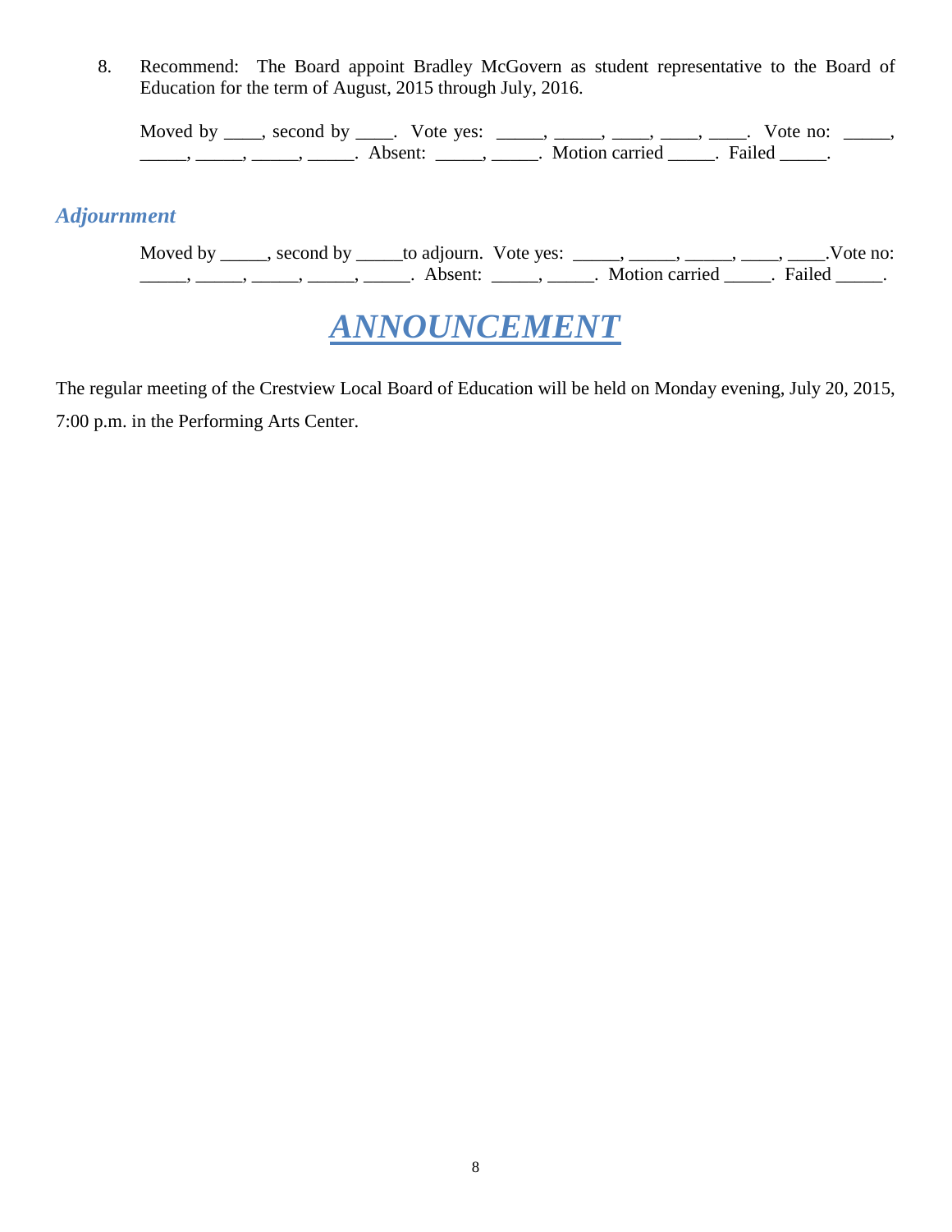8. Recommend: The Board appoint Bradley McGovern as student representative to the Board of Education for the term of August, 2015 through July, 2016.

   Moved by ____, second by ____. Vote yes: _____, _____, ____, ____, ____. Vote no: _____, _____, _____, _____, _____. Absent: _____, _____. Motion carried _____. Failed _____.

## *Adjournment*

Moved by _____, second by _____to adjourn. Vote yes: _____, _____, _____, ____, ____.Vote no: _____, _____, _____, _____, _____. Absent: _____, _____. Motion carried _____. Failed _____.

# ***ANNOUNCEMENT***

The regular meeting of the Crestview Local Board of Education will be held on Monday evening, July 20, 2015, 7:00 p.m. in the Performing Arts Center.